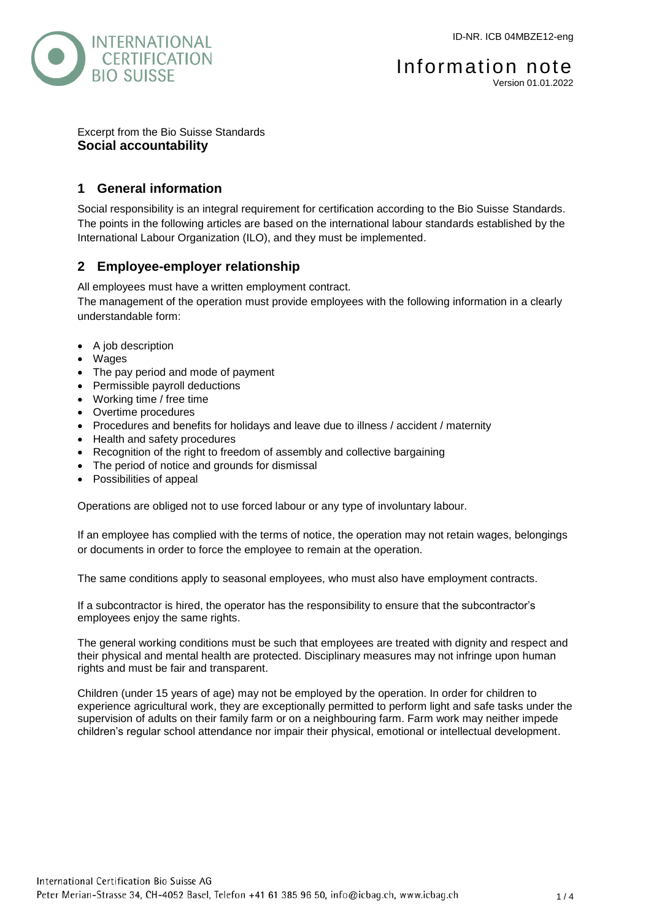ID-NR. ICB 04MBZE12-eng

Information note
Version 01.01.2022

Excerpt from the Bio Suisse Standards
**Social accountability**

## 1 General information

Social responsibility is an integral requirement for certification according to the Bio Suisse Standards. The points in the following articles are based on the international labour standards established by the International Labour Organization (ILO), and they must be implemented.

## 2 Employee-employer relationship

All employees must have a written employment contract.
The management of the operation must provide employees with the following information in a clearly understandable form:

- A job description
- Wages
- The pay period and mode of payment
- Permissible payroll deductions
- Working time / free time
- Overtime procedures
- Procedures and benefits for holidays and leave due to illness / accident / maternity
- Health and safety procedures
- Recognition of the right to freedom of assembly and collective bargaining
- The period of notice and grounds for dismissal
- Possibilities of appeal

Operations are obliged not to use forced labour or any type of involuntary labour.

If an employee has complied with the terms of notice, the operation may not retain wages, belongings or documents in order to force the employee to remain at the operation.

The same conditions apply to seasonal employees, who must also have employment contracts.

If a subcontractor is hired, the operator has the responsibility to ensure that the subcontractor's employees enjoy the same rights.

The general working conditions must be such that employees are treated with dignity and respect and their physical and mental health are protected. Disciplinary measures may not infringe upon human rights and must be fair and transparent.

Children (under 15 years of age) may not be employed by the operation. In order for children to experience agricultural work, they are exceptionally permitted to perform light and safe tasks under the supervision of adults on their family farm or on a neighbouring farm. Farm work may neither impede children's regular school attendance nor impair their physical, emotional or intellectual development.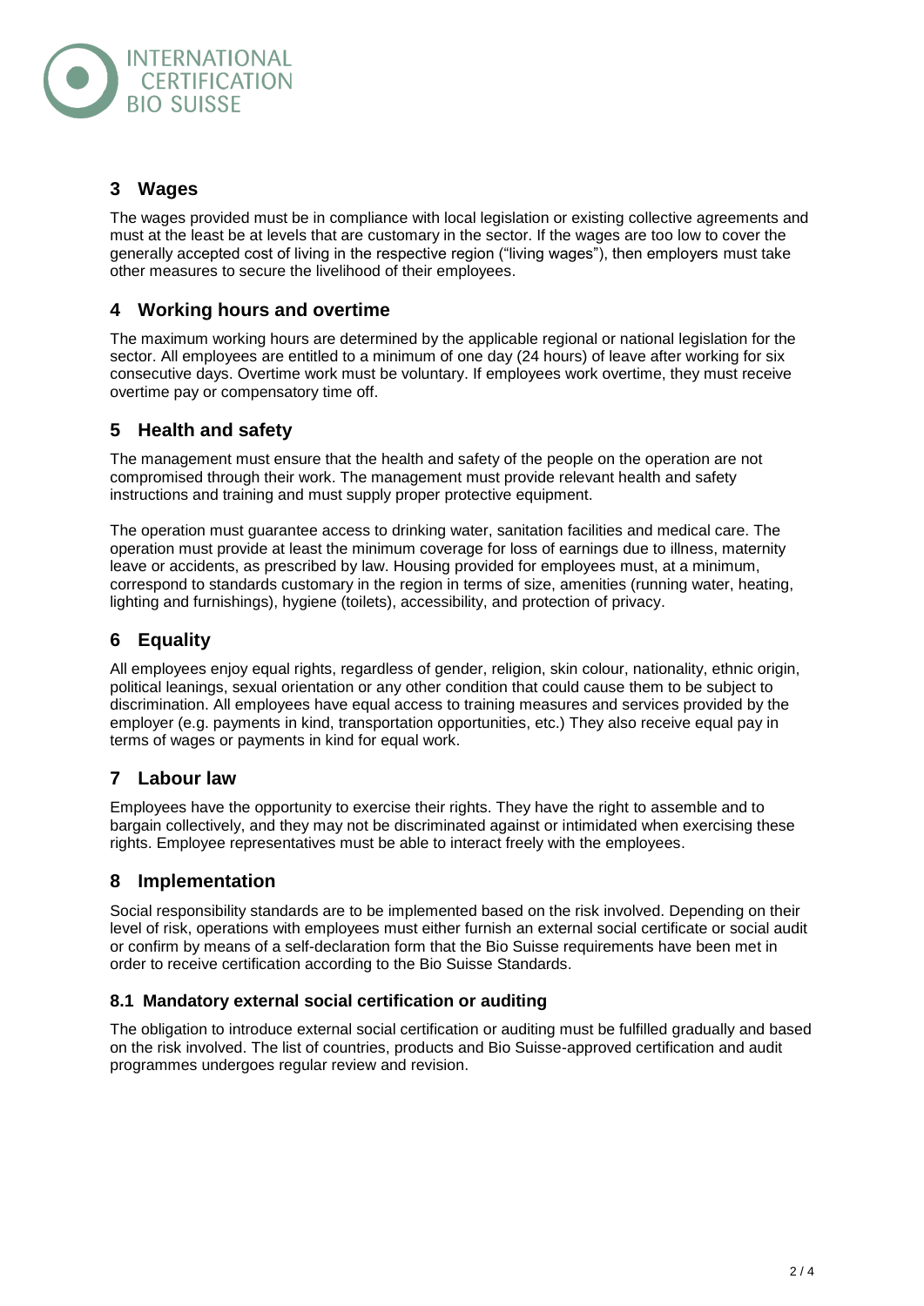## 3 Wages

The wages provided must be in compliance with local legislation or existing collective agreements and must at the least be at levels that are customary in the sector. If the wages are too low to cover the generally accepted cost of living in the respective region ("living wages"), then employers must take other measures to secure the livelihood of their employees.

## 4 Working hours and overtime

The maximum working hours are determined by the applicable regional or national legislation for the sector. All employees are entitled to a minimum of one day (24 hours) of leave after working for six consecutive days. Overtime work must be voluntary. If employees work overtime, they must receive overtime pay or compensatory time off.

## 5 Health and safety

The management must ensure that the health and safety of the people on the operation are not compromised through their work. The management must provide relevant health and safety instructions and training and must supply proper protective equipment.

The operation must guarantee access to drinking water, sanitation facilities and medical care. The operation must provide at least the minimum coverage for loss of earnings due to illness, maternity leave or accidents, as prescribed by law. Housing provided for employees must, at a minimum, correspond to standards customary in the region in terms of size, amenities (running water, heating, lighting and furnishings), hygiene (toilets), accessibility, and protection of privacy.

## 6 Equality

All employees enjoy equal rights, regardless of gender, religion, skin colour, nationality, ethnic origin, political leanings, sexual orientation or any other condition that could cause them to be subject to discrimination. All employees have equal access to training measures and services provided by the employer (e.g. payments in kind, transportation opportunities, etc.) They also receive equal pay in terms of wages or payments in kind for equal work.

## 7 Labour law

Employees have the opportunity to exercise their rights. They have the right to assemble and to bargain collectively, and they may not be discriminated against or intimidated when exercising these rights. Employee representatives must be able to interact freely with the employees.

## 8 Implementation

Social responsibility standards are to be implemented based on the risk involved. Depending on their level of risk, operations with employees must either furnish an external social certificate or social audit or confirm by means of a self-declaration form that the Bio Suisse requirements have been met in order to receive certification according to the Bio Suisse Standards.

### 8.1 Mandatory external social certification or auditing

The obligation to introduce external social certification or auditing must be fulfilled gradually and based on the risk involved. The list of countries, products and Bio Suisse-approved certification and audit programmes undergoes regular review and revision.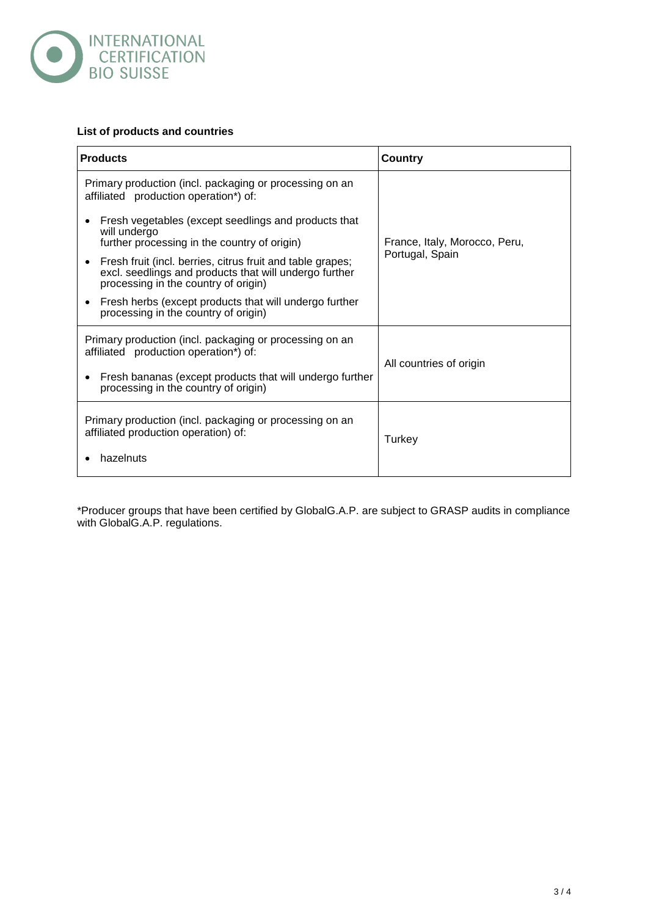**List of products and countries**

| Products | Country |
| --- | --- |
| Primary production (incl. packaging or processing on an affiliated production operation*) of:<br>• Fresh vegetables (except seedlings and products that will undergo further processing in the country of origin)<br>• Fresh fruit (incl. berries, citrus fruit and table grapes; excl. seedlings and products that will undergo further processing in the country of origin)<br>• Fresh herbs (except products that will undergo further processing in the country of origin) | France, Italy, Morocco, Peru, Portugal, Spain |
| Primary production (incl. packaging or processing on an affiliated production operation*) of:<br>• Fresh bananas (except products that will undergo further processing in the country of origin) | All countries of origin |
| Primary production (incl. packaging or processing on an affiliated production operation) of:<br>• hazelnuts | Turkey |

*Producer groups that have been certified by GlobalG.A.P. are subject to GRASP audits in compliance with GlobalG.A.P. regulations.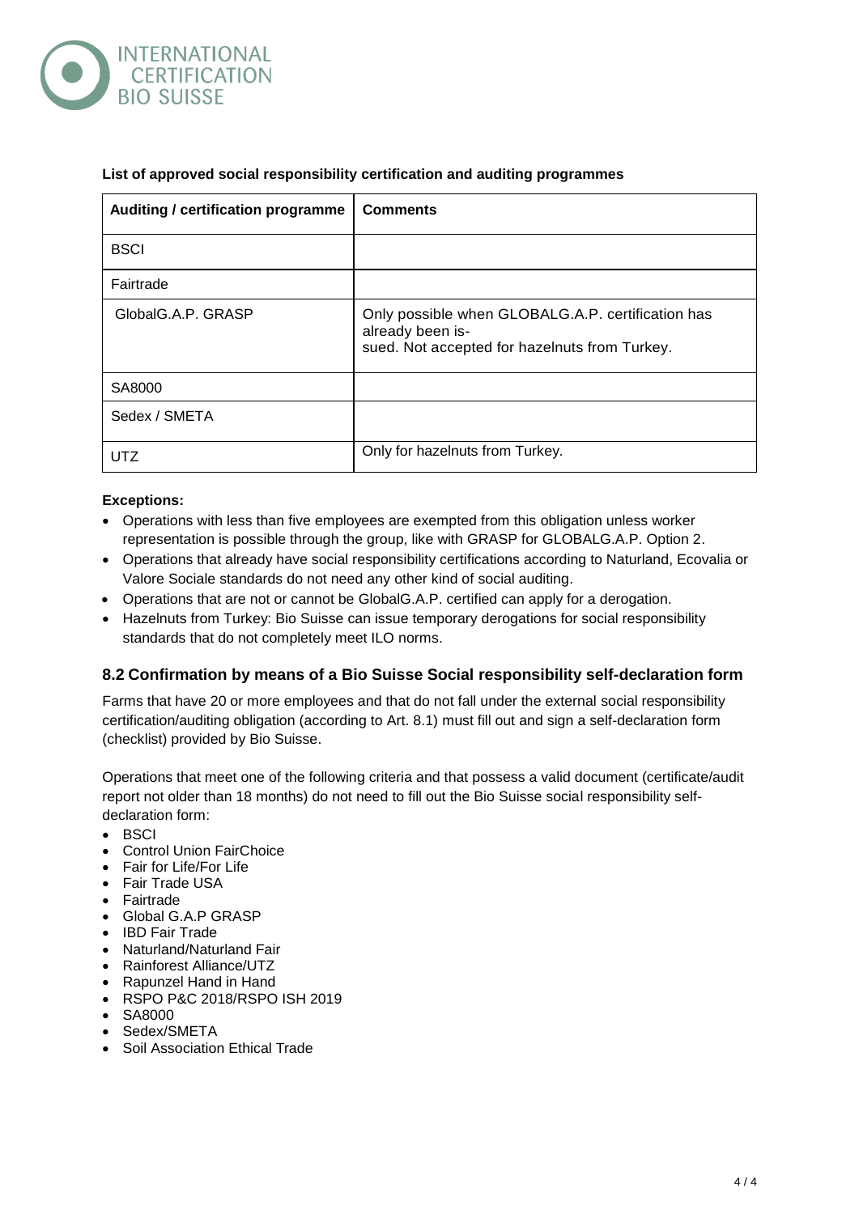**List of approved social responsibility certification and auditing programmes**

| Auditing / certification programme | Comments |
| --- | --- |
| BSCI | |
| Fairtrade | |
| GlobalG.A.P. GRASP | Only possible when GLOBALG.A.P. certification has already been issued. Not accepted for hazelnuts from Turkey. |
| SA8000 | |
| Sedex / SMETA | |
| UTZ | Only for hazelnuts from Turkey. |

**Exceptions:**

- Operations with less than five employees are exempted from this obligation unless worker representation is possible through the group, like with GRASP for GLOBALG.A.P. Option 2.
- Operations that already have social responsibility certifications according to Naturland, Ecovalia or Valore Sociale standards do not need any other kind of social auditing.
- Operations that are not or cannot be GlobalG.A.P. certified can apply for a derogation.
- Hazelnuts from Turkey: Bio Suisse can issue temporary derogations for social responsibility standards that do not completely meet ILO norms.

### 8.2 Confirmation by means of a Bio Suisse Social responsibility self-declaration form

Farms that have 20 or more employees and that do not fall under the external social responsibility certification/auditing obligation (according to Art. 8.1) must fill out and sign a self-declaration form (checklist) provided by Bio Suisse.

Operations that meet one of the following criteria and that possess a valid document (certificate/audit report not older than 18 months) do not need to fill out the Bio Suisse social responsibility self-declaration form:

- BSCI
- Control Union FairChoice
- Fair for Life/For Life
- Fair Trade USA
- Fairtrade
- Global G.A.P GRASP
- IBD Fair Trade
- Naturland/Naturland Fair
- Rainforest Alliance/UTZ
- Rapunzel Hand in Hand
- RSPO P&C 2018/RSPO ISH 2019
- SA8000
- Sedex/SMETA
- Soil Association Ethical Trade